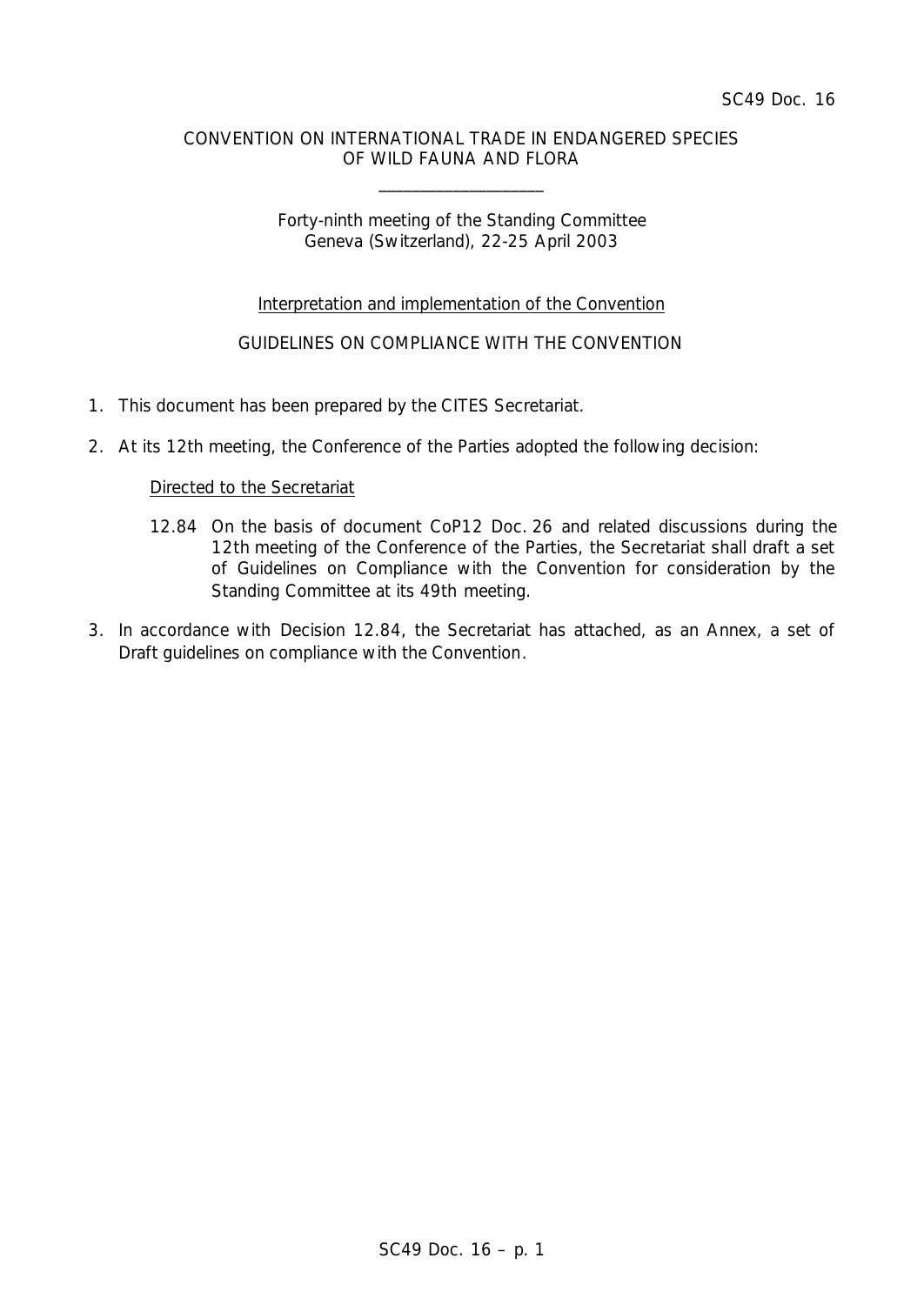SC49 Doc. 16

CONVENTION ON INTERNATIONAL TRADE IN ENDANGERED SPECIES
OF WILD FAUNA AND FLORA

____________________

Forty-ninth meeting of the Standing Committee
Geneva (Switzerland), 22-25 April 2003

Interpretation and implementation of the Convention

GUIDELINES ON COMPLIANCE WITH THE CONVENTION

1. This document has been prepared by the CITES Secretariat.

2. At its 12th meeting, the Conference of the Parties adopted the following decision:

   Directed to the Secretariat

   12.84 On the basis of document CoP12 Doc. 26 and related discussions during the 12th meeting of the Conference of the Parties, the Secretariat shall draft a set of Guidelines on Compliance with the Convention for consideration by the Standing Committee at its 49th meeting.

3. In accordance with Decision 12.84, the Secretariat has attached, as an Annex, a set of Draft guidelines on compliance with the Convention.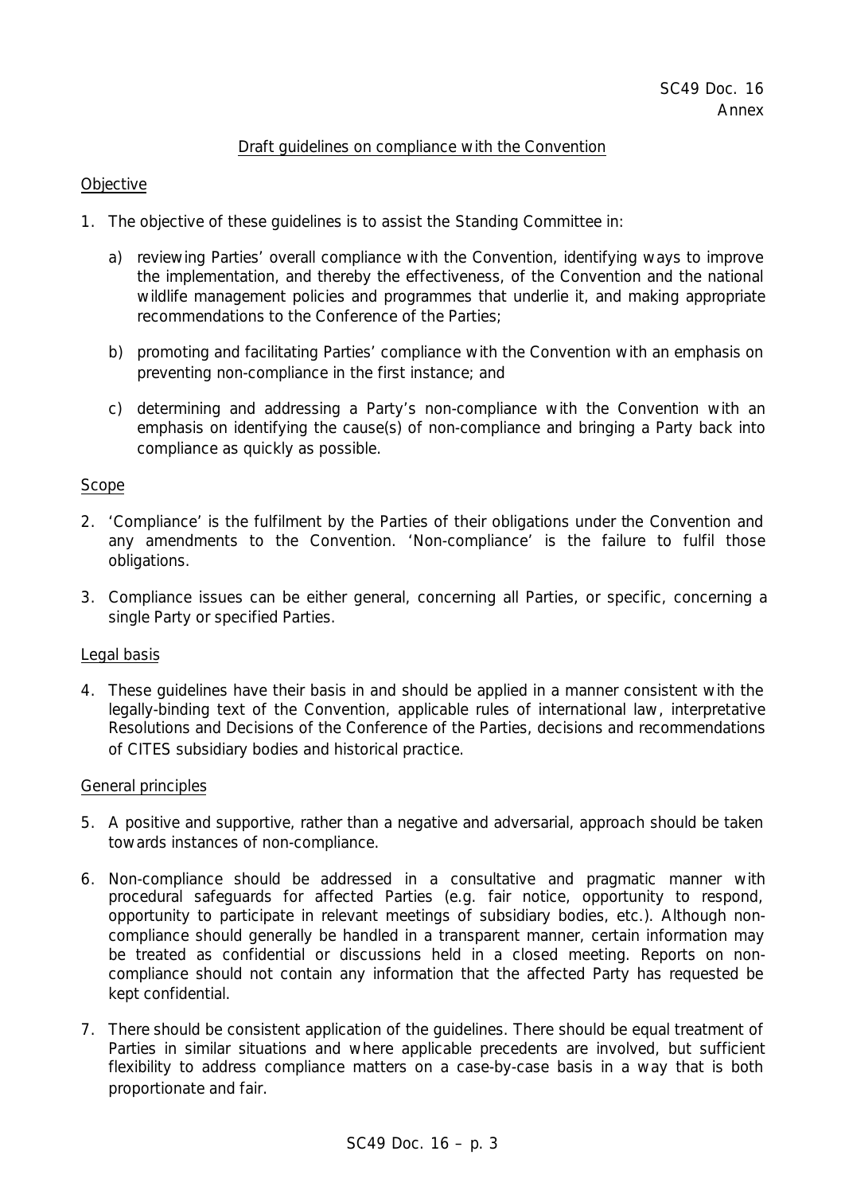SC49 Doc. 16
Annex

## Draft guidelines on compliance with the Convention

### Objective

1. The objective of these guidelines is to assist the Standing Committee in:

   a) reviewing Parties' overall compliance with the Convention, identifying ways to improve the implementation, and thereby the effectiveness, of the Convention and the national wildlife management policies and programmes that underlie it, and making appropriate recommendations to the Conference of the Parties;

   b) promoting and facilitating Parties' compliance with the Convention with an emphasis on preventing non-compliance in the first instance; and

   c) determining and addressing a Party's non-compliance with the Convention with an emphasis on identifying the cause(s) of non-compliance and bringing a Party back into compliance as quickly as possible.

### Scope

2. 'Compliance' is the fulfilment by the Parties of their obligations under the Convention and any amendments to the Convention. 'Non-compliance' is the failure to fulfil those obligations.

3. Compliance issues can be either general, concerning all Parties, or specific, concerning a single Party or specified Parties.

### Legal basis

4. These guidelines have their basis in and should be applied in a manner consistent with the legally-binding text of the Convention, applicable rules of international law, interpretative Resolutions and Decisions of the Conference of the Parties, decisions and recommendations of CITES subsidiary bodies and historical practice.

### General principles

5. A positive and supportive, rather than a negative and adversarial, approach should be taken towards instances of non-compliance.

6. Non-compliance should be addressed in a consultative and pragmatic manner with procedural safeguards for affected Parties (e.g. fair notice, opportunity to respond, opportunity to participate in relevant meetings of subsidiary bodies, etc.). Although non-compliance should generally be handled in a transparent manner, certain information may be treated as confidential or discussions held in a closed meeting. Reports on non-compliance should not contain any information that the affected Party has requested be kept confidential.

7. There should be consistent application of the guidelines. There should be equal treatment of Parties in similar situations and where applicable precedents are involved, but sufficient flexibility to address compliance matters on a case-by-case basis in a way that is both proportionate and fair.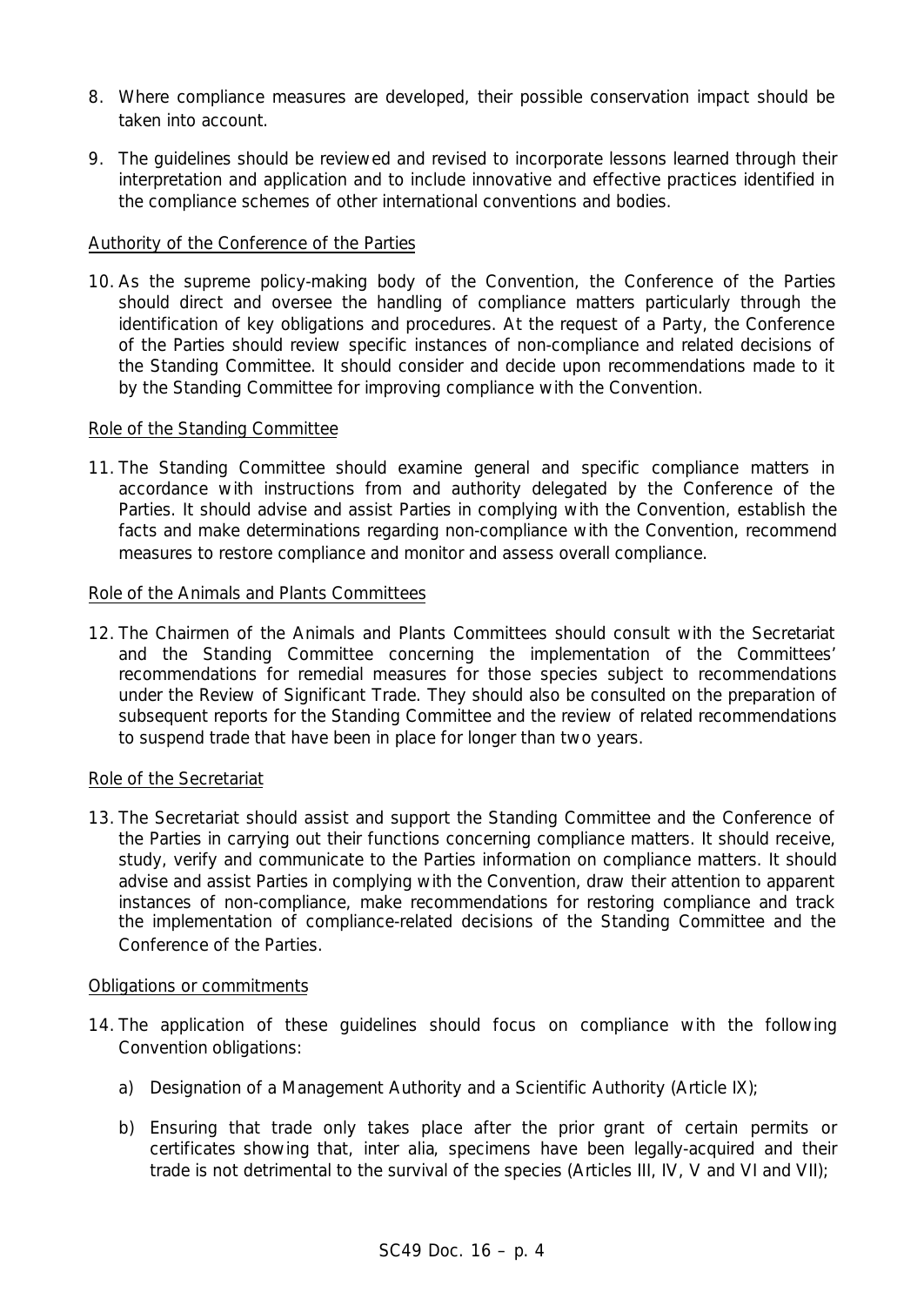8. Where compliance measures are developed, their possible conservation impact should be taken into account.

9. The guidelines should be reviewed and revised to incorporate lessons learned through their interpretation and application and to include innovative and effective practices identified in the compliance schemes of other international conventions and bodies.

Authority of the Conference of the Parties

10. As the supreme policy-making body of the Convention, the Conference of the Parties should direct and oversee the handling of compliance matters particularly through the identification of key obligations and procedures. At the request of a Party, the Conference of the Parties should review specific instances of non-compliance and related decisions of the Standing Committee. It should consider and decide upon recommendations made to it by the Standing Committee for improving compliance with the Convention.

Role of the Standing Committee

11. The Standing Committee should examine general and specific compliance matters in accordance with instructions from and authority delegated by the Conference of the Parties. It should advise and assist Parties in complying with the Convention, establish the facts and make determinations regarding non-compliance with the Convention, recommend measures to restore compliance and monitor and assess overall compliance.

Role of the Animals and Plants Committees

12. The Chairmen of the Animals and Plants Committees should consult with the Secretariat and the Standing Committee concerning the implementation of the Committees' recommendations for remedial measures for those species subject to recommendations under the Review of Significant Trade. They should also be consulted on the preparation of subsequent reports for the Standing Committee and the review of related recommendations to suspend trade that have been in place for longer than two years.

Role of the Secretariat

13. The Secretariat should assist and support the Standing Committee and the Conference of the Parties in carrying out their functions concerning compliance matters. It should receive, study, verify and communicate to the Parties information on compliance matters. It should advise and assist Parties in complying with the Convention, draw their attention to apparent instances of non-compliance, make recommendations for restoring compliance and track the implementation of compliance-related decisions of the Standing Committee and the Conference of the Parties.

Obligations or commitments

14. The application of these guidelines should focus on compliance with the following Convention obligations:

    a) Designation of a Management Authority and a Scientific Authority (Article IX);

    b) Ensuring that trade only takes place after the prior grant of certain permits or certificates showing that, *inter alia*, specimens have been legally-acquired and their trade is not detrimental to the survival of the species (Articles III, IV, V and VI and VII);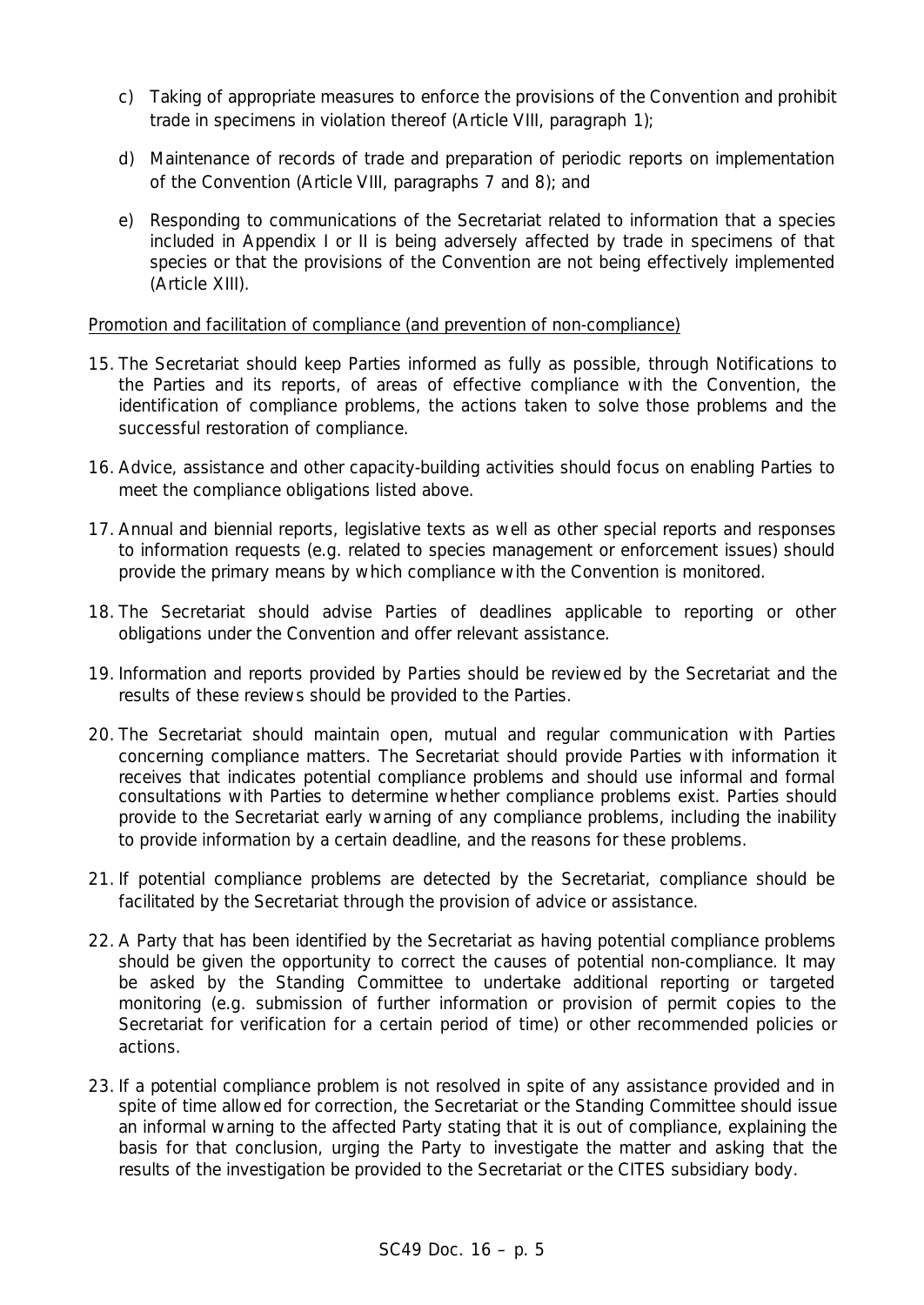c) Taking of appropriate measures to enforce the provisions of the Convention and prohibit trade in specimens in violation thereof (Article VIII, paragraph 1);

d) Maintenance of records of trade and preparation of periodic reports on implementation of the Convention (Article VIII, paragraphs 7 and 8); and

e) Responding to communications of the Secretariat related to information that a species included in Appendix I or II is being adversely affected by trade in specimens of that species or that the provisions of the Convention are not being effectively implemented (Article XIII).

<u>Promotion and facilitation of compliance (and prevention of non-compliance)</u>

15. The Secretariat should keep Parties informed as fully as possible, through Notifications to the Parties and its reports, of areas of effective compliance with the Convention, the identification of compliance problems, the actions taken to solve those problems and the successful restoration of compliance.

16. Advice, assistance and other capacity-building activities should focus on enabling Parties to meet the compliance obligations listed above.

17. Annual and biennial reports, legislative texts as well as other special reports and responses to information requests (e.g. related to species management or enforcement issues) should provide the primary means by which compliance with the Convention is monitored.

18. The Secretariat should advise Parties of deadlines applicable to reporting or other obligations under the Convention and offer relevant assistance.

19. Information and reports provided by Parties should be reviewed by the Secretariat and the results of these reviews should be provided to the Parties.

20. The Secretariat should maintain open, mutual and regular communication with Parties concerning compliance matters. The Secretariat should provide Parties with information it receives that indicates potential compliance problems and should use informal and formal consultations with Parties to determine whether compliance problems exist. Parties should provide to the Secretariat early warning of any compliance problems, including the inability to provide information by a certain deadline, and the reasons for these problems.

21. If potential compliance problems are detected by the Secretariat, compliance should be facilitated by the Secretariat through the provision of advice or assistance.

22. A Party that has been identified by the Secretariat as having potential compliance problems should be given the opportunity to correct the causes of potential non-compliance. It may be asked by the Standing Committee to undertake additional reporting or targeted monitoring (e.g. submission of further information or provision of permit copies to the Secretariat for verification for a certain period of time) or other recommended policies or actions.

23. If a potential compliance problem is not resolved in spite of any assistance provided and in spite of time allowed for correction, the Secretariat or the Standing Committee should issue an informal warning to the affected Party stating that it is out of compliance, explaining the basis for that conclusion, urging the Party to investigate the matter and asking that the results of the investigation be provided to the Secretariat or the CITES subsidiary body.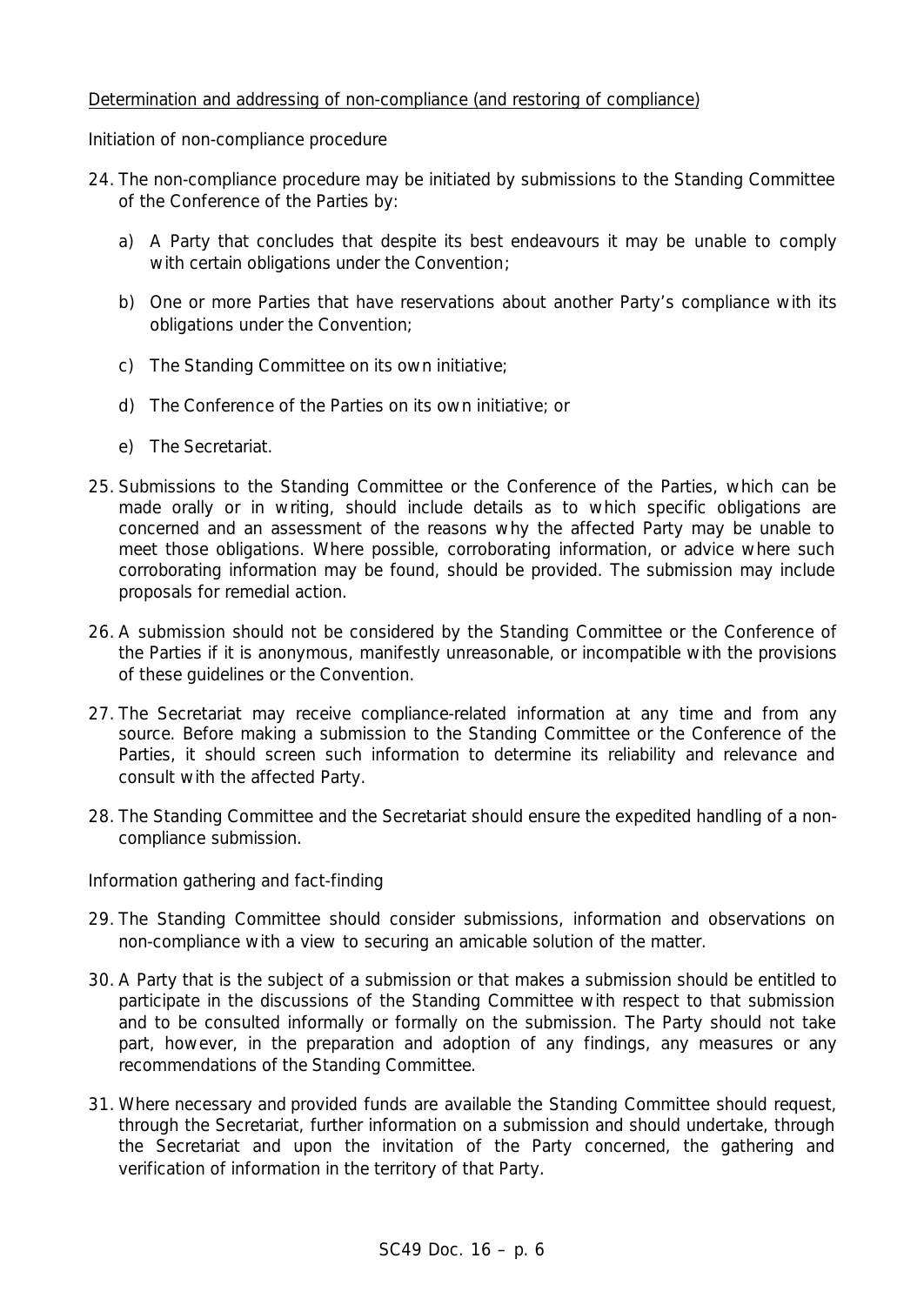Determination and addressing of non-compliance (and restoring of compliance)

Initiation of non-compliance procedure

24. The non-compliance procedure may be initiated by submissions to the Standing Committee of the Conference of the Parties by:

    a) A Party that concludes that despite its best endeavours it may be unable to comply with certain obligations under the Convention;

    b) One or more Parties that have reservations about another Party's compliance with its obligations under the Convention;

    c) The Standing Committee on its own initiative;

    d) The Conference of the Parties on its own initiative; or

    e) The Secretariat.

25. Submissions to the Standing Committee or the Conference of the Parties, which can be made orally or in writing, should include details as to which specific obligations are concerned and an assessment of the reasons why the affected Party may be unable to meet those obligations. Where possible, corroborating information, or advice where such corroborating information may be found, should be provided. The submission may include proposals for remedial action.

26. A submission should not be considered by the Standing Committee or the Conference of the Parties if it is anonymous, manifestly unreasonable, or incompatible with the provisions of these guidelines or the Convention.

27. The Secretariat may receive compliance-related information at any time and from any source. Before making a submission to the Standing Committee or the Conference of the Parties, it should screen such information to determine its reliability and relevance and consult with the affected Party.

28. The Standing Committee and the Secretariat should ensure the expedited handling of a non-compliance submission.

Information gathering and fact-finding

29. The Standing Committee should consider submissions, information and observations on non-compliance with a view to securing an amicable solution of the matter.

30. A Party that is the subject of a submission or that makes a submission should be entitled to participate in the discussions of the Standing Committee with respect to that submission and to be consulted informally or formally on the submission. The Party should not take part, however, in the preparation and adoption of any findings, any measures or any recommendations of the Standing Committee.

31. Where necessary and provided funds are available the Standing Committee should request, through the Secretariat, further information on a submission and should undertake, through the Secretariat and upon the invitation of the Party concerned, the gathering and verification of information in the territory of that Party.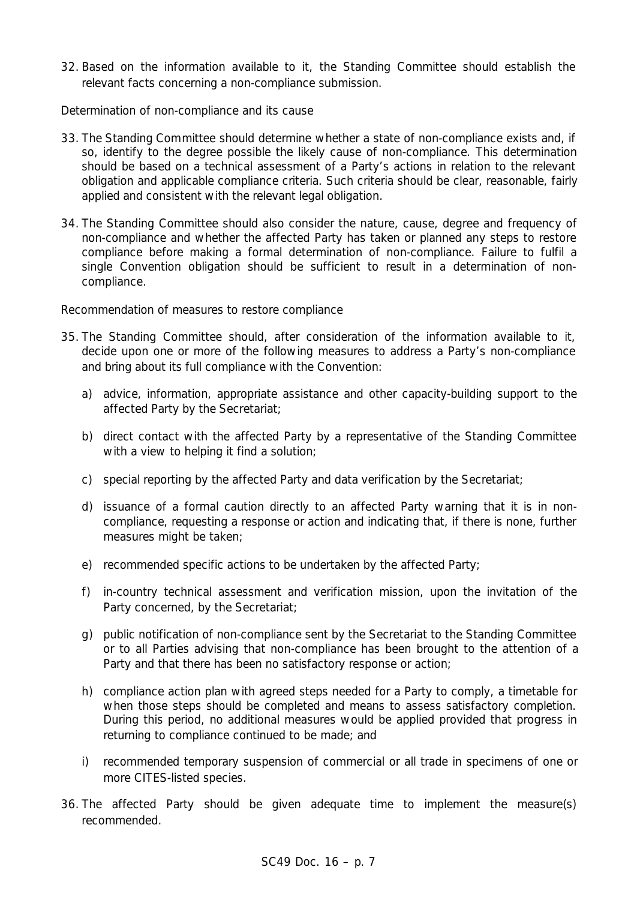32. Based on the information available to it, the Standing Committee should establish the relevant facts concerning a non-compliance submission.

*Determination of non-compliance and its cause*

33. The Standing Committee should determine whether a state of non-compliance exists and, if so, identify to the degree possible the likely cause of non-compliance. This determination should be based on a technical assessment of a Party's actions in relation to the relevant obligation and applicable compliance criteria. Such criteria should be clear, reasonable, fairly applied and consistent with the relevant legal obligation.

34. The Standing Committee should also consider the nature, cause, degree and frequency of non-compliance and whether the affected Party has taken or planned any steps to restore compliance before making a formal determination of non-compliance. Failure to fulfil a single Convention obligation should be sufficient to result in a determination of non-compliance.

*Recommendation of measures to restore compliance*

35. The Standing Committee should, after consideration of the information available to it, decide upon one or more of the following measures to address a Party's non-compliance and bring about its full compliance with the Convention:

    a) advice, information, appropriate assistance and other capacity-building support to the affected Party by the Secretariat;

    b) direct contact with the affected Party by a representative of the Standing Committee with a view to helping it find a solution;

    c) special reporting by the affected Party and data verification by the Secretariat;

    d) issuance of a formal caution directly to an affected Party warning that it is in non-compliance, requesting a response or action and indicating that, if there is none, further measures might be taken;

    e) recommended specific actions to be undertaken by the affected Party;

    f) in-country technical assessment and verification mission, upon the invitation of the Party concerned, by the Secretariat;

    g) public notification of non-compliance sent by the Secretariat to the Standing Committee or to all Parties advising that non-compliance has been brought to the attention of a Party and that there has been no satisfactory response or action;

    h) compliance action plan with agreed steps needed for a Party to comply, a timetable for when those steps should be completed and means to assess satisfactory completion. During this period, no additional measures would be applied provided that progress in returning to compliance continued to be made; and

    i) recommended temporary suspension of commercial or all trade in specimens of one or more CITES-listed species.

36. The affected Party should be given adequate time to implement the measure(s) recommended.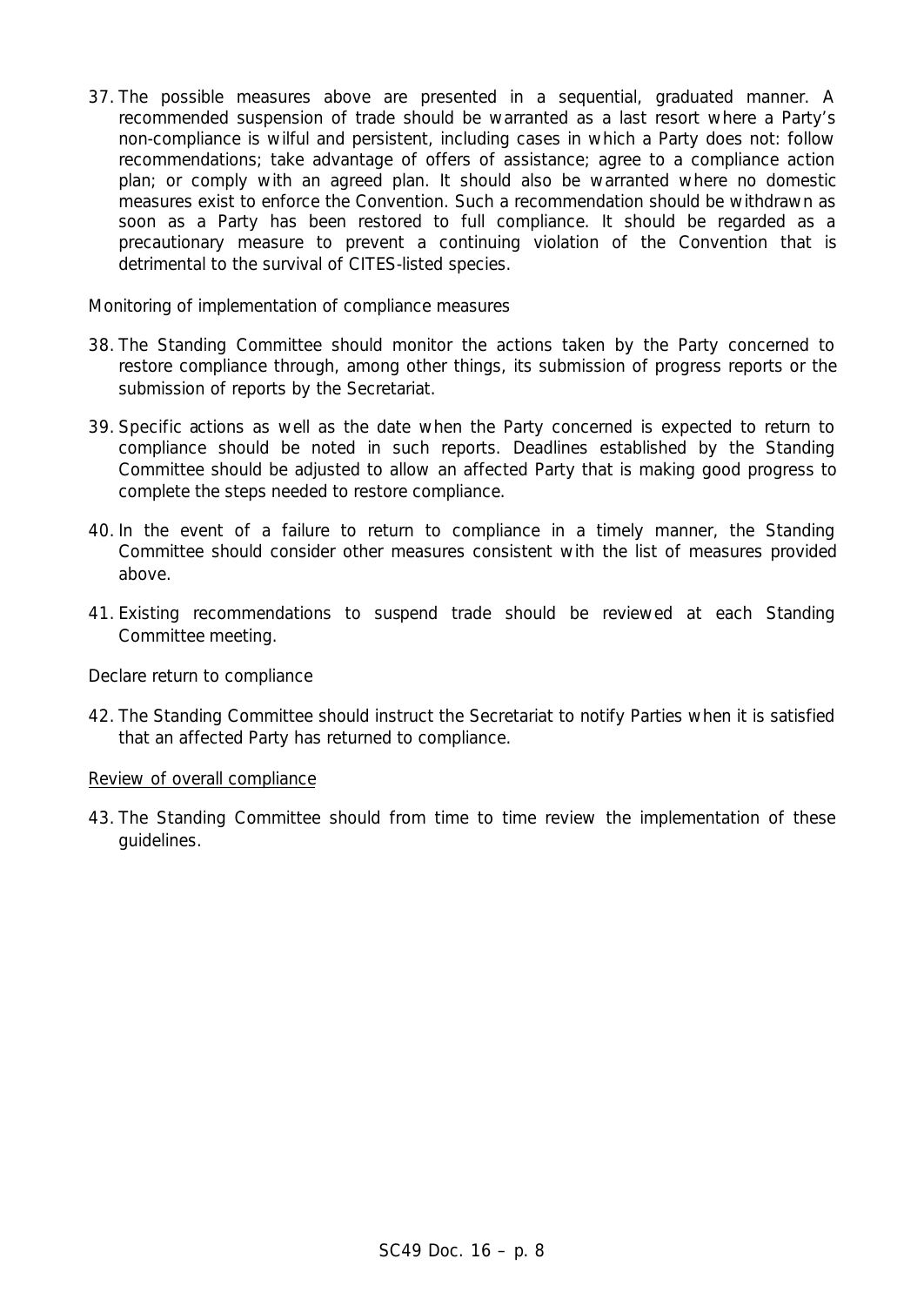37. The possible measures above are presented in a sequential, graduated manner. A recommended suspension of trade should be warranted as a last resort where a Party's non-compliance is wilful and persistent, including cases in which a Party does not: follow recommendations; take advantage of offers of assistance; agree to a compliance action plan; or comply with an agreed plan. It should also be warranted where no domestic measures exist to enforce the Convention. Such a recommendation should be withdrawn as soon as a Party has been restored to full compliance. It should be regarded as a precautionary measure to prevent a continuing violation of the Convention that is detrimental to the survival of CITES-listed species.

*Monitoring of implementation of compliance measures*

38. The Standing Committee should monitor the actions taken by the Party concerned to restore compliance through, among other things, its submission of progress reports or the submission of reports by the Secretariat.

39. Specific actions as well as the date when the Party concerned is expected to return to compliance should be noted in such reports. Deadlines established by the Standing Committee should be adjusted to allow an affected Party that is making good progress to complete the steps needed to restore compliance.

40. In the event of a failure to return to compliance in a timely manner, the Standing Committee should consider other measures consistent with the list of measures provided above.

41. Existing recommendations to suspend trade should be reviewed at each Standing Committee meeting.

*Declare return to compliance*

42. The Standing Committee should instruct the Secretariat to notify Parties when it is satisfied that an affected Party has returned to compliance.

<u>Review of overall compliance</u>

43. The Standing Committee should from time to time review the implementation of these guidelines.